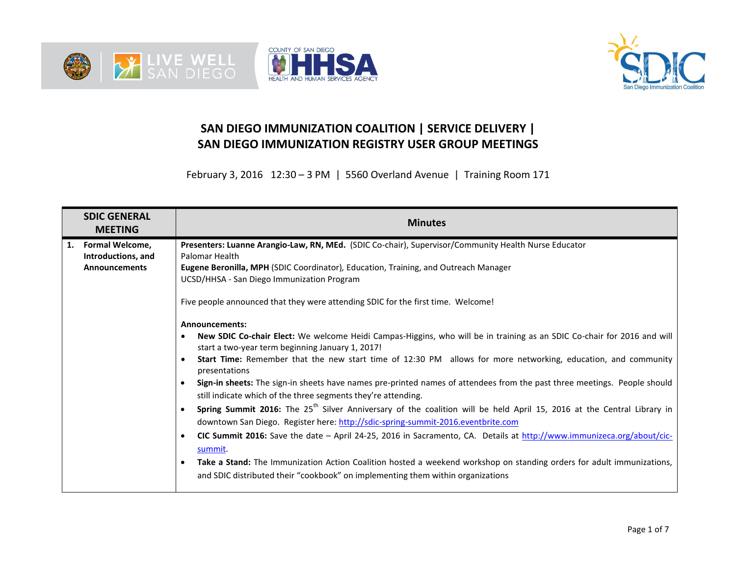# SAN DIEGO IMMUNIZATION COALITION | SERVICE DELIVERY | SAN DIEGO IMMUNIZATION REGISTRY USER GROUP MEETINGS

February 3, 2016 12:30 – 3 PM | 5560 Overland Avenue | Training Room 171

| SDIC GENERAL MEETING | Minutes |
| --- | --- |
| **1. Formal Welcome, Introductions, and Announcements** | **Presenters: Luanne Arangio-Law, RN, MEd.** (SDIC Co-chair), Supervisor/Community Health Nurse Educator<br>Palomar Health<br>**Eugene Beronilla, MPH** (SDIC Coordinator), Education, Training, and Outreach Manager<br>UCSD/HHSA - San Diego Immunization Program<br><br>Five people announced that they were attending SDIC for the first time. Welcome!<br><br>**Announcements:**<br>• **New SDIC Co-chair Elect:** We welcome Heidi Campas-Higgins, who will be in training as an SDIC Co-chair for 2016 and will start a two-year term beginning January 1, 2017!<br>• **Start Time:** Remember that the new start time of 12:30 PM allows for more networking, education, and community presentations<br>• **Sign-in sheets:** The sign-in sheets have names pre-printed names of attendees from the past three meetings. People should still indicate which of the three segments they're attending.<br>• **Spring Summit 2016:** The 25th Silver Anniversary of the coalition will be held April 15, 2016 at the Central Library in downtown San Diego. Register here: http://sdic-spring-summit-2016.eventbrite.com<br>• **CIC Summit 2016:** Save the date – April 24-25, 2016 in Sacramento, CA. Details at http://www.immunizeca.org/about/cic-summit.<br>• **Take a Stand:** The Immunization Action Coalition hosted a weekend workshop on standing orders for adult immunizations, and SDIC distributed their "cookbook" on implementing them within organizations |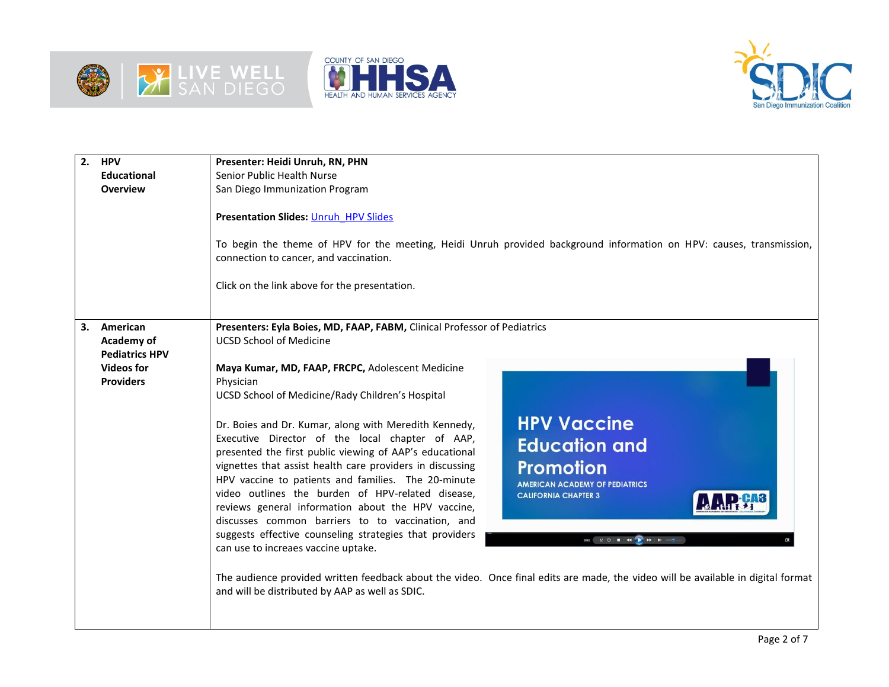| | |
|---|---|
| **2. HPV Educational Overview** | **Presenter: Heidi Unruh, RN, PHN**<br>Senior Public Health Nurse<br>San Diego Immunization Program<br><br>**Presentation Slides:** Unruh HPV Slides<br><br>To begin the theme of HPV for the meeting, Heidi Unruh provided background information on HPV: causes, transmission, connection to cancer, and vaccination.<br><br>Click on the link above for the presentation. |
| **3. American Academy of Pediatrics HPV Videos for Providers** | **Presenters: Eyla Boies, MD, FAAP, FABM,** Clinical Professor of Pediatrics<br>UCSD School of Medicine<br><br>**Maya Kumar, MD, FAAP, FRCPC,** Adolescent Medicine Physician<br>UCSD School of Medicine/Rady Children's Hospital<br><br>Dr. Boies and Dr. Kumar, along with Meredith Kennedy, Executive Director of the local chapter of AAP, presented the first public viewing of AAP's educational vignettes that assist health care providers in discussing HPV vaccine to patients and families. The 20-minute video outlines the burden of HPV-related disease, reviews general information about the HPV vaccine, discusses common barriers to to vaccination, and suggests effective counseling strategies that providers can use to increaes vaccine uptake.<br><br>The audience provided written feedback about the video. Once final edits are made, the video will be available in digital format and will be distributed by AAP as well as SDIC. |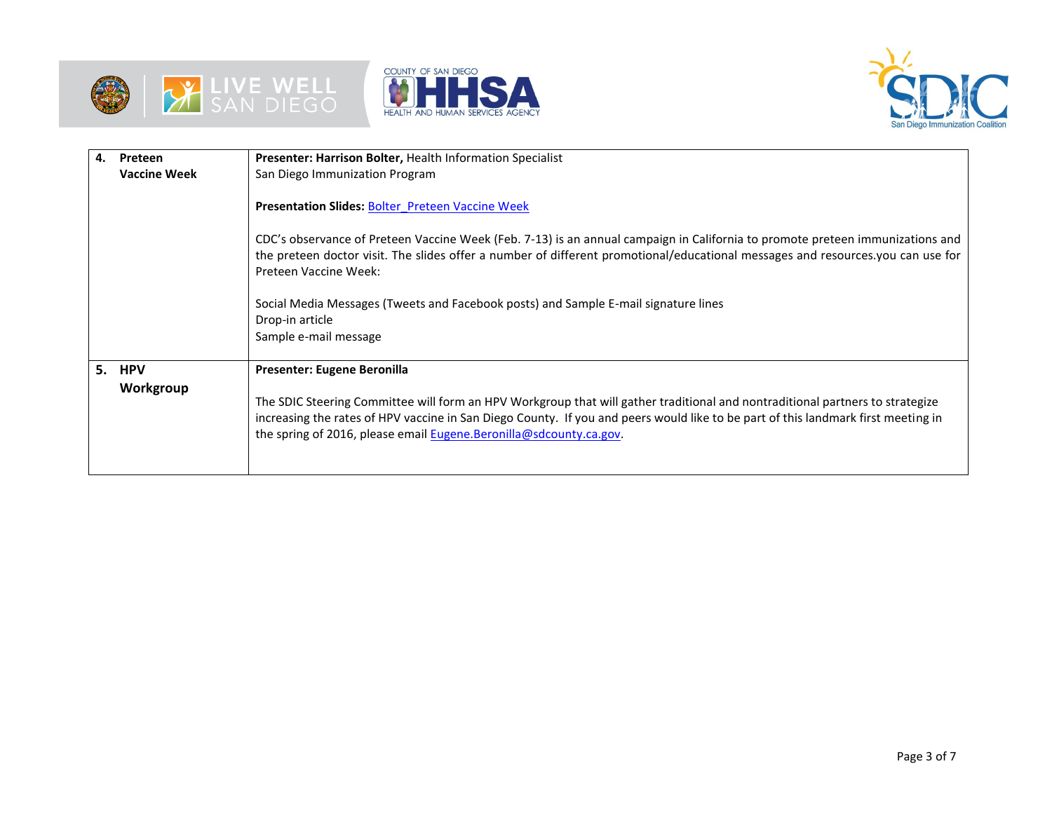| | |
|---|---|
| **4. Preteen Vaccine Week** | **Presenter: Harrison Bolter,** Health Information Specialist<br>San Diego Immunization Program<br><br>**Presentation Slides:** [Bolter_Preteen Vaccine Week]<br><br>CDC's observance of Preteen Vaccine Week (Feb. 7-13) is an annual campaign in California to promote preteen immunizations and the preteen doctor visit. The slides offer a number of different promotional/educational messages and resources.you can use for Preteen Vaccine Week:<br><br>Social Media Messages (Tweets and Facebook posts) and Sample E-mail signature lines<br>Drop-in article<br>Sample e-mail message |
| **5. HPV Workgroup** | **Presenter: Eugene Beronilla**<br><br>The SDIC Steering Committee will form an HPV Workgroup that will gather traditional and nontraditional partners to strategize increasing the rates of HPV vaccine in San Diego County. If you and peers would like to be part of this landmark first meeting in the spring of 2016, please email Eugene.Beronilla@sdcounty.ca.gov. |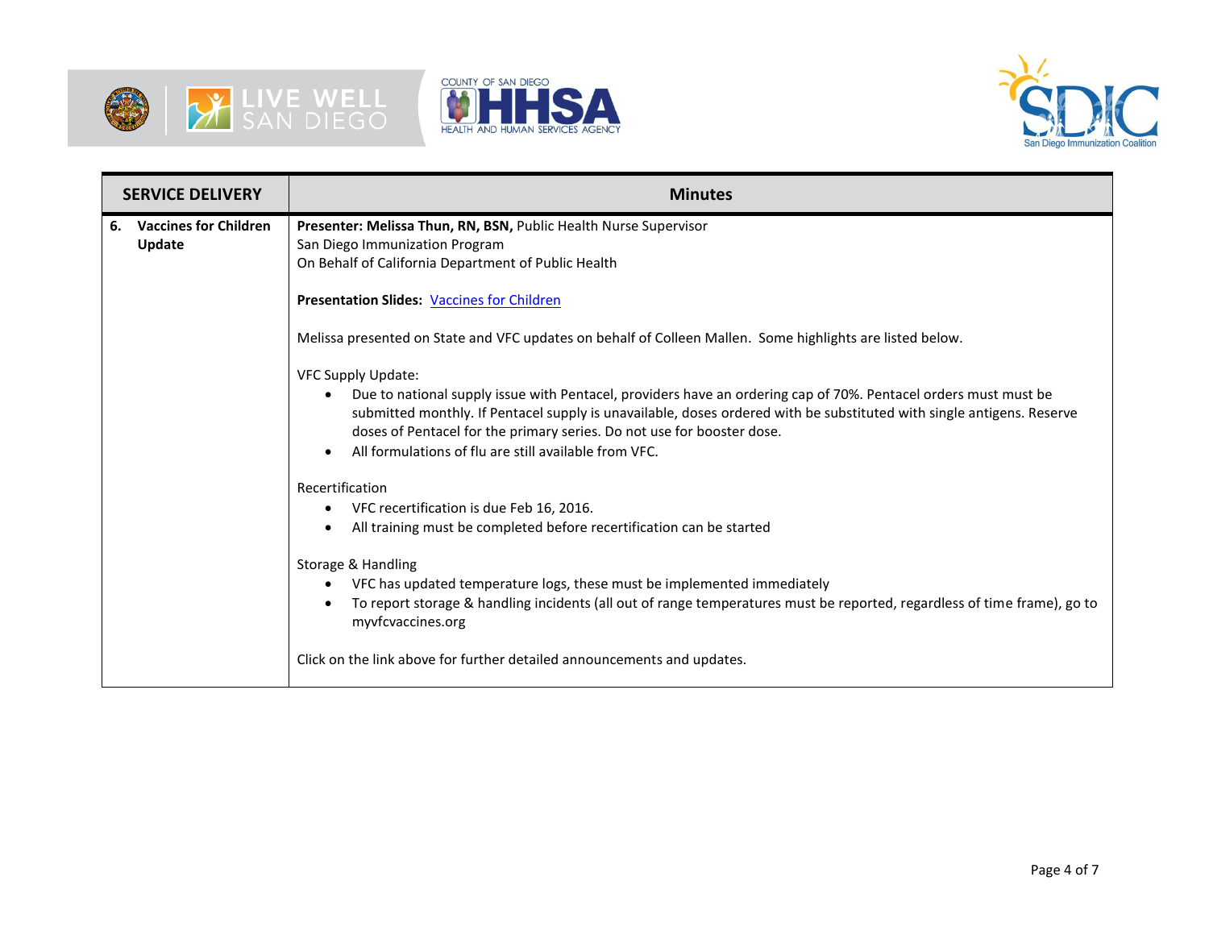| SERVICE DELIVERY | Minutes |
| --- | --- |
| **6. Vaccines for Children Update** | **Presenter: Melissa Thun, RN, BSN,** Public Health Nurse Supervisor<br>San Diego Immunization Program<br>On Behalf of California Department of Public Health<br><br>**Presentation Slides:** Vaccines for Children<br><br>Melissa presented on State and VFC updates on behalf of Colleen Mallen. Some highlights are listed below.<br><br>VFC Supply Update:<br>• Due to national supply issue with Pentacel, providers have an ordering cap of 70%. Pentacel orders must must be submitted monthly. If Pentacel supply is unavailable, doses ordered with be substituted with single antigens. Reserve doses of Pentacel for the primary series. Do not use for booster dose.<br>• All formulations of flu are still available from VFC.<br><br>Recertification<br>• VFC recertification is due Feb 16, 2016.<br>• All training must be completed before recertification can be started<br><br>Storage & Handling<br>• VFC has updated temperature logs, these must be implemented immediately<br>• To report storage & handling incidents (all out of range temperatures must be reported, regardless of time frame), go to myvfcvaccines.org<br><br>Click on the link above for further detailed announcements and updates. |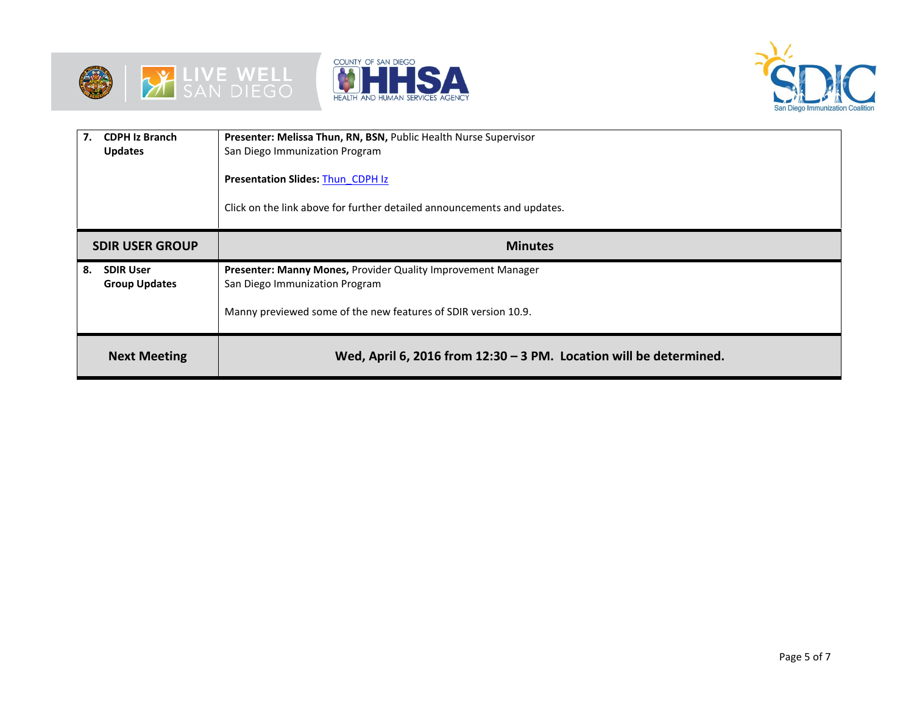| | |
|---|---|
| **7. CDPH Iz Branch Updates** | **Presenter: Melissa Thun, RN, BSN,** Public Health Nurse Supervisor<br>San Diego Immunization Program<br><br>**Presentation Slides:** Thun_CDPH Iz<br><br>Click on the link above for further detailed announcements and updates. |
| **SDIR USER GROUP** | **Minutes** |
| **8. SDIR User Group Updates** | **Presenter: Manny Mones,** Provider Quality Improvement Manager<br>San Diego Immunization Program<br><br>Manny previewed some of the new features of SDIR version 10.9. |
| **Next Meeting** | **Wed, April 6, 2016 from 12:30 – 3 PM. Location will be determined.** |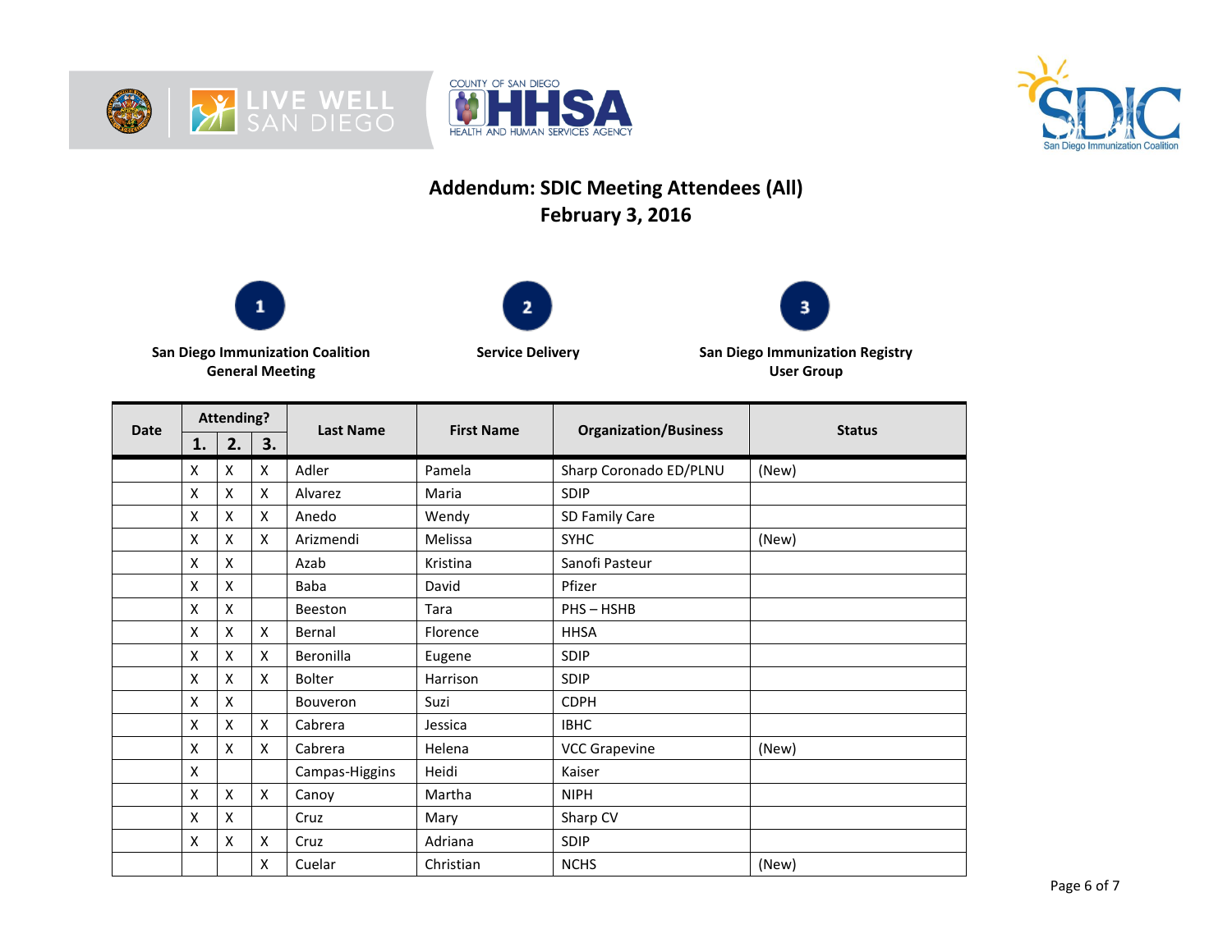# Addendum: SDIC Meeting Attendees (All)

## February 3, 2016

**1** — San Diego Immunization Coalition General Meeting

**2** — Service Delivery

**3** — San Diego Immunization Registry User Group

| Date | Attending? | | | Last Name | First Name | Organization/Business | Status |
|---|---|---|---|---|---|---|---|
| | 1. | 2. | 3. | | | | |
| | X | X | X | Adler | Pamela | Sharp Coronado ED/PLNU | (New) |
| | X | X | X | Alvarez | Maria | SDIP | |
| | X | X | X | Anedo | Wendy | SD Family Care | |
| | X | X | X | Arizmendi | Melissa | SYHC | (New) |
| | X | X | | Azab | Kristina | Sanofi Pasteur | |
| | X | X | | Baba | David | Pfizer | |
| | X | X | | Beeston | Tara | PHS – HSHB | |
| | X | X | X | Bernal | Florence | HHSA | |
| | X | X | X | Beronilla | Eugene | SDIP | |
| | X | X | X | Bolter | Harrison | SDIP | |
| | X | X | | Bouveron | Suzi | CDPH | |
| | X | X | X | Cabrera | Jessica | IBHC | |
| | X | X | X | Cabrera | Helena | VCC Grapevine | (New) |
| | X | | | Campas-Higgins | Heidi | Kaiser | |
| | X | X | X | Canoy | Martha | NIPH | |
| | X | X | | Cruz | Mary | Sharp CV | |
| | X | X | X | Cruz | Adriana | SDIP | |
| | | | X | Cuelar | Christian | NCHS | (New) |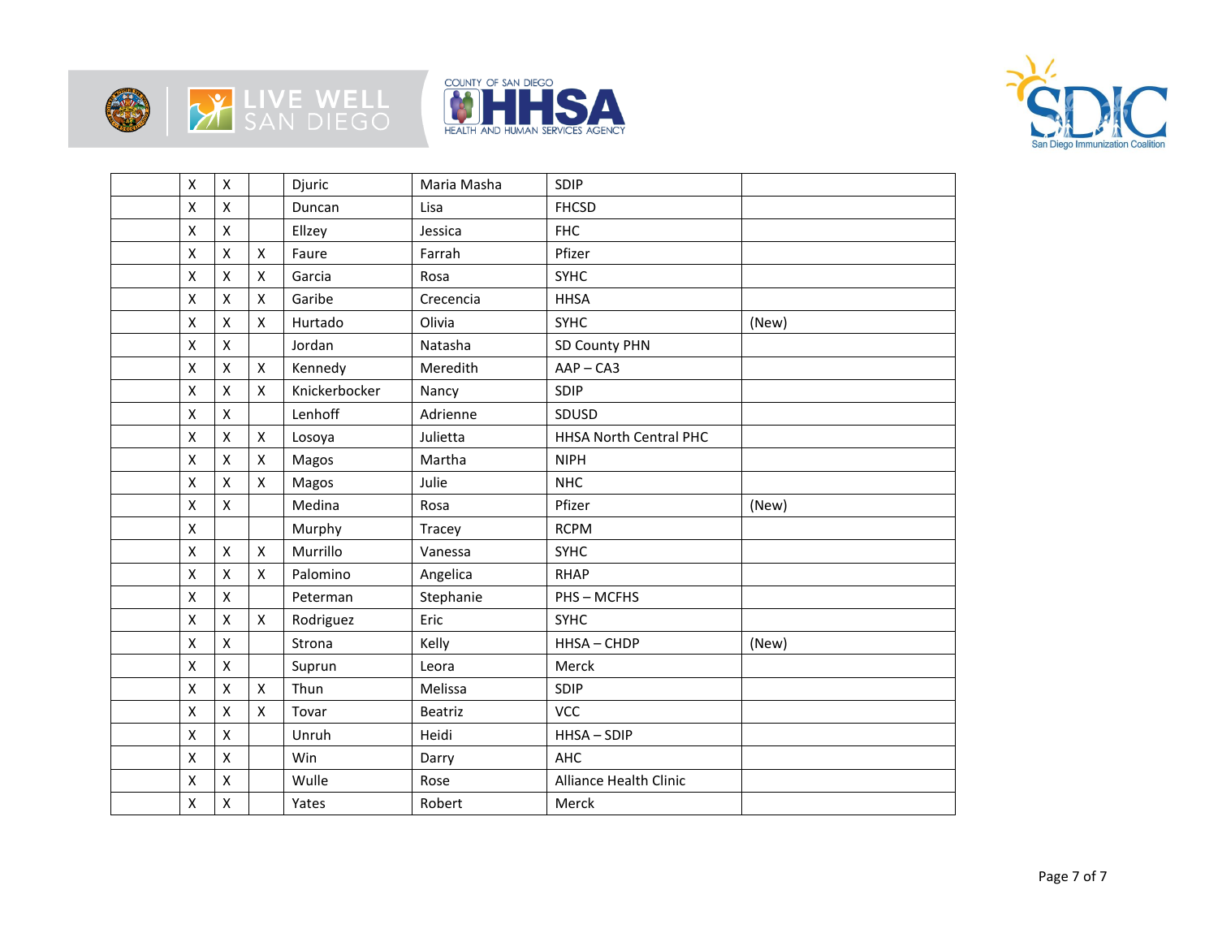| | | | | | | | |
|---|---|---|---|---|---|---|---|
| | X | X | | Djuric | Maria Masha | SDIP | |
| | X | X | | Duncan | Lisa | FHCSD | |
| | X | X | | Ellzey | Jessica | FHC | |
| | X | X | X | Faure | Farrah | Pfizer | |
| | X | X | X | Garcia | Rosa | SYHC | |
| | X | X | X | Garibe | Crecencia | HHSA | |
| | X | X | X | Hurtado | Olivia | SYHC | (New) |
| | X | X | | Jordan | Natasha | SD County PHN | |
| | X | X | X | Kennedy | Meredith | AAP – CA3 | |
| | X | X | X | Knickerbocker | Nancy | SDIP | |
| | X | X | | Lenhoff | Adrienne | SDUSD | |
| | X | X | X | Losoya | Julietta | HHSA North Central PHC | |
| | X | X | X | Magos | Martha | NIPH | |
| | X | X | X | Magos | Julie | NHC | |
| | X | X | | Medina | Rosa | Pfizer | (New) |
| | X | | | Murphy | Tracey | RCPM | |
| | X | X | X | Murrillo | Vanessa | SYHC | |
| | X | X | X | Palomino | Angelica | RHAP | |
| | X | X | | Peterman | Stephanie | PHS – MCFHS | |
| | X | X | X | Rodriguez | Eric | SYHC | |
| | X | X | | Strona | Kelly | HHSA – CHDP | (New) |
| | X | X | | Suprun | Leora | Merck | |
| | X | X | X | Thun | Melissa | SDIP | |
| | X | X | X | Tovar | Beatriz | VCC | |
| | X | X | | Unruh | Heidi | HHSA – SDIP | |
| | X | X | | Win | Darry | AHC | |
| | X | X | | Wulle | Rose | Alliance Health Clinic | |
| | X | X | | Yates | Robert | Merck | |